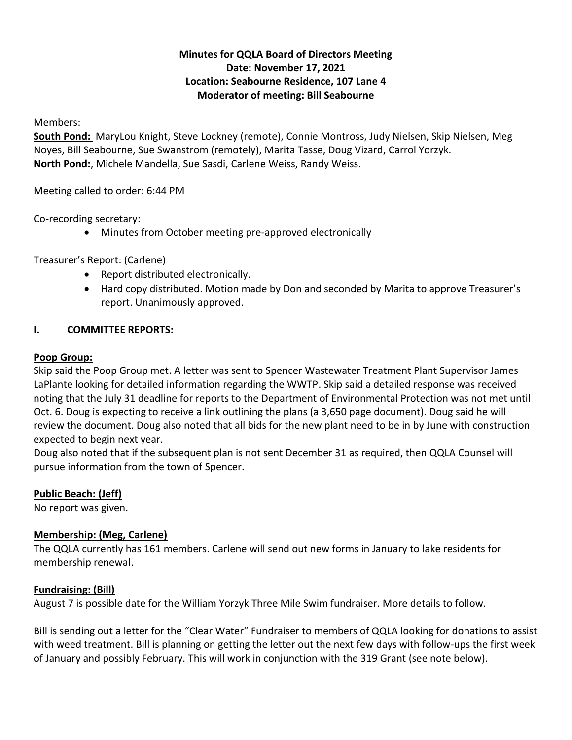**Minutes for QQLA Board of Directors Meeting**
**Date: November 17, 2021**
**Location: Seabourne Residence, 107 Lane 4**
**Moderator of meeting: Bill Seabourne**

Members:
**South Pond:** MaryLou Knight, Steve Lockney (remote), Connie Montross, Judy Nielsen, Skip Nielsen, Meg Noyes, Bill Seabourne, Sue Swanstrom (remotely), Marita Tasse, Doug Vizard, Carrol Yorzyk.
**North Pond:**, Michele Mandella, Sue Sasdi, Carlene Weiss, Randy Weiss.

Meeting called to order: 6:44 PM

Co-recording secretary:

- Minutes from October meeting pre-approved electronically

Treasurer's Report: (Carlene)

- Report distributed electronically.
- Hard copy distributed. Motion made by Don and seconded by Marita to approve Treasurer's report. Unanimously approved.

## I. COMMITTEE REPORTS:

**Poop Group:**

Skip said the Poop Group met. A letter was sent to Spencer Wastewater Treatment Plant Supervisor James LaPlante looking for detailed information regarding the WWTP. Skip said a detailed response was received noting that the July 31 deadline for reports to the Department of Environmental Protection was not met until Oct. 6. Doug is expecting to receive a link outlining the plans (a 3,650 page document). Doug said he will review the document. Doug also noted that all bids for the new plant need to be in by June with construction expected to begin next year.
Doug also noted that if the subsequent plan is not sent December 31 as required, then QQLA Counsel will pursue information from the town of Spencer.

**Public Beach: (Jeff)**

No report was given.

**Membership: (Meg, Carlene)**

The QQLA currently has 161 members. Carlene will send out new forms in January to lake residents for membership renewal.

**Fundraising: (Bill)**

August 7 is possible date for the William Yorzyk Three Mile Swim fundraiser. More details to follow.

Bill is sending out a letter for the "Clear Water" Fundraiser to members of QQLA looking for donations to assist with weed treatment. Bill is planning on getting the letter out the next few days with follow-ups the first week of January and possibly February. This will work in conjunction with the 319 Grant (see note below).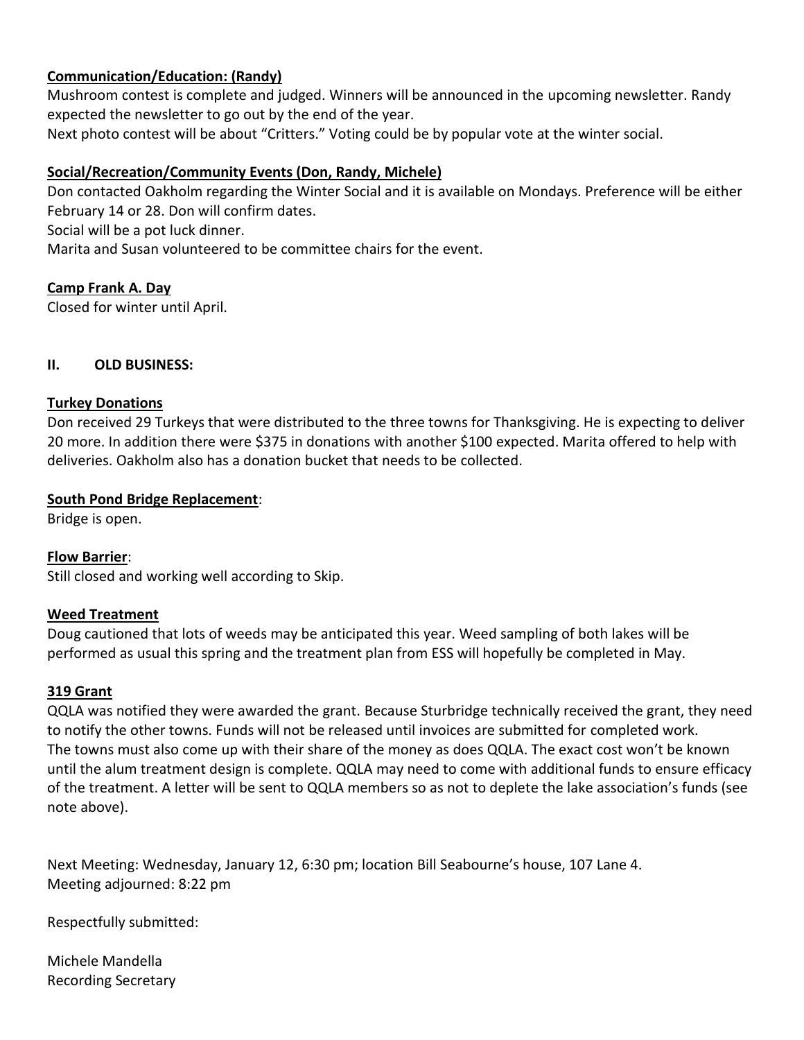**Communication/Education: (Randy)**

Mushroom contest is complete and judged. Winners will be announced in the upcoming newsletter. Randy expected the newsletter to go out by the end of the year.

Next photo contest will be about "Critters." Voting could be by popular vote at the winter social.

**Social/Recreation/Community Events (Don, Randy, Michele)**

Don contacted Oakholm regarding the Winter Social and it is available on Mondays. Preference will be either February 14 or 28. Don will confirm dates.

Social will be a pot luck dinner.

Marita and Susan volunteered to be committee chairs for the event.

**Camp Frank A. Day**

Closed for winter until April.

## II. OLD BUSINESS:

**Turkey Donations**

Don received 29 Turkeys that were distributed to the three towns for Thanksgiving. He is expecting to deliver 20 more. In addition there were $375 in donations with another $100 expected. Marita offered to help with deliveries. Oakholm also has a donation bucket that needs to be collected.

**South Pond Bridge Replacement**:

Bridge is open.

**Flow Barrier**:

Still closed and working well according to Skip.

**Weed Treatment**

Doug cautioned that lots of weeds may be anticipated this year. Weed sampling of both lakes will be performed as usual this spring and the treatment plan from ESS will hopefully be completed in May.

**319 Grant**

QQLA was notified they were awarded the grant. Because Sturbridge technically received the grant, they need to notify the other towns. Funds will not be released until invoices are submitted for completed work.

The towns must also come up with their share of the money as does QQLA. The exact cost won't be known until the alum treatment design is complete. QQLA may need to come with additional funds to ensure efficacy of the treatment. A letter will be sent to QQLA members so as not to deplete the lake association's funds (see note above).

Next Meeting: Wednesday, January 12, 6:30 pm; location Bill Seabourne's house, 107 Lane 4.

Meeting adjourned: 8:22 pm

Respectfully submitted:

Michele Mandella

Recording Secretary